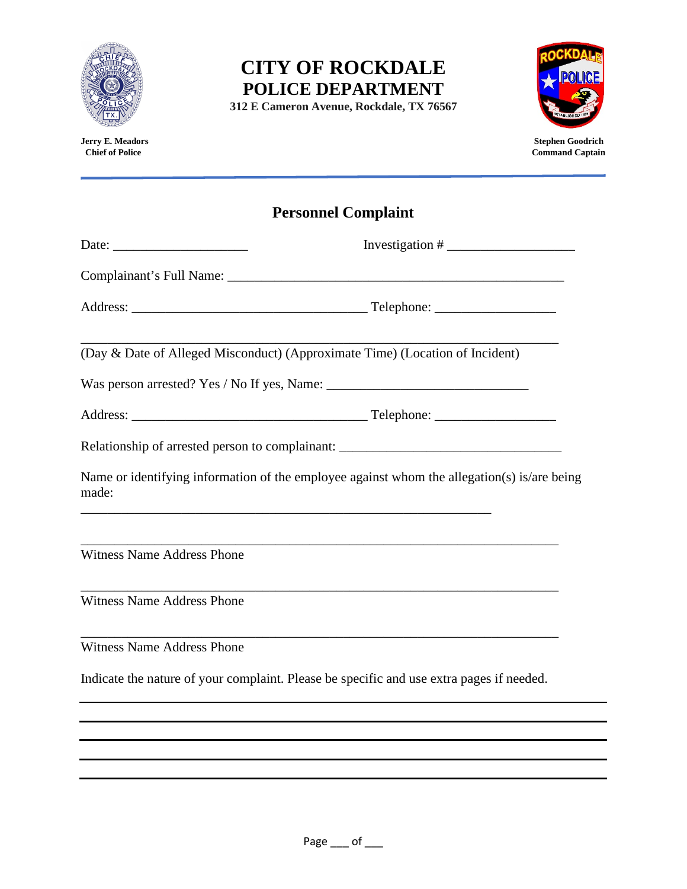# CITY OF ROCKDALE
# POLICE DEPARTMENT

**312 E Cameron Avenue, Rockdale, TX 76567**

**Jerry E. Meadors**
**Chief of Police**

**Stephen Goodrich**
**Command Captain**

## Personnel Complaint

Date: ____________________ Investigation # ___________________

Complainant's Full Name: ___________________________________________________

Address: ___________________________________ Telephone: __________________

_________________________________________________________________________

(Day & Date of Alleged Misconduct) (Approximate Time) (Location of Incident)

Was person arrested? Yes / No If yes, Name: ______________________________

Address: ___________________________________ Telephone: __________________

Relationship of arrested person to complainant: ________________________________

Name or identifying information of the employee against whom the allegation(s) is/are being made:

______________________________________________________________

_________________________________________________________________________

Witness Name Address Phone

_________________________________________________________________________

Witness Name Address Phone

_________________________________________________________________________

Witness Name Address Phone

Indicate the nature of your complaint. Please be specific and use extra pages if needed.

_________________________________________________________________________

_________________________________________________________________________

_________________________________________________________________________

_________________________________________________________________________

_________________________________________________________________________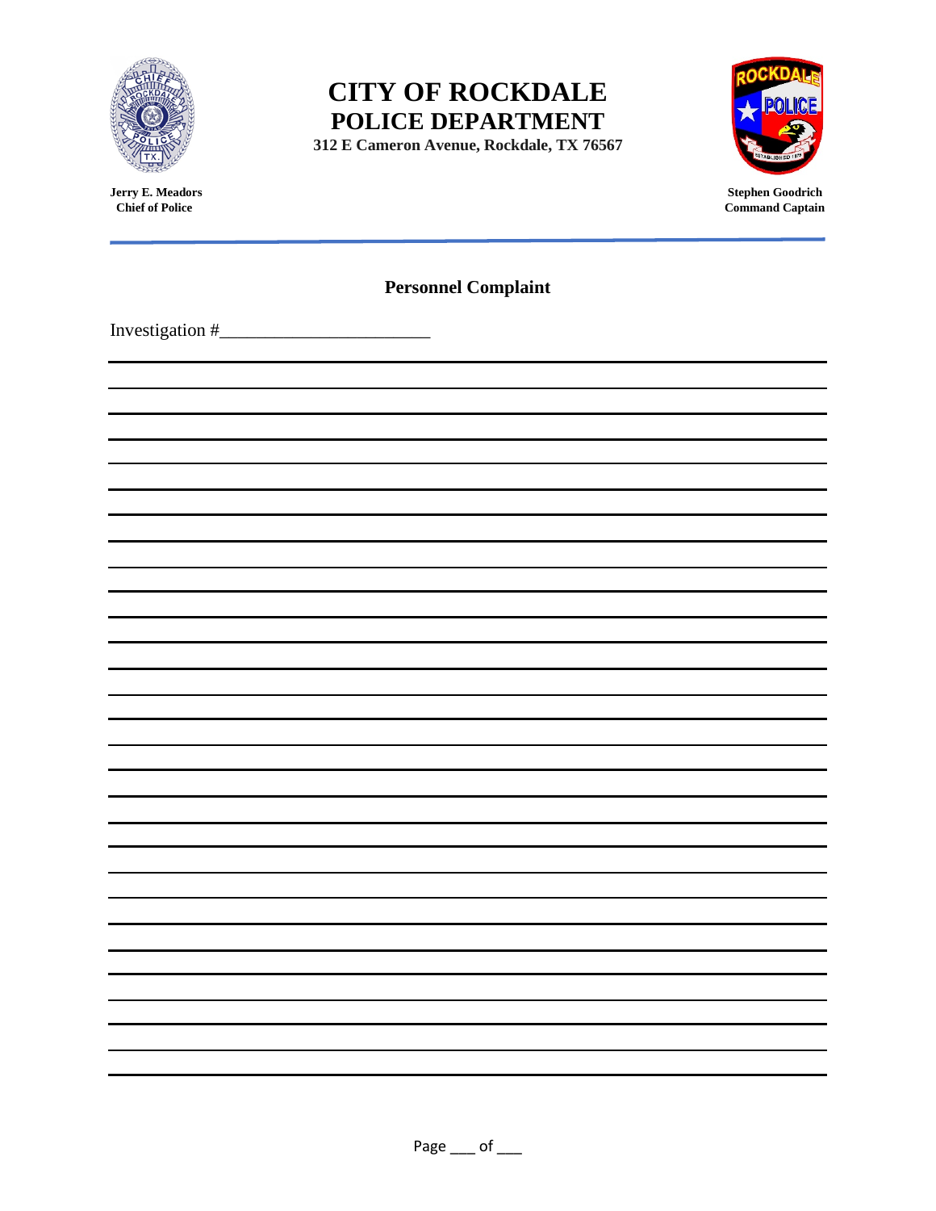# CITY OF ROCKDALE
# POLICE DEPARTMENT

**312 E Cameron Avenue, Rockdale, TX 76567**

**Jerry E. Meadors**
**Chief of Police**

**Stephen Goodrich**
**Command Captain**

---

## Personnel Complaint

Investigation #______________________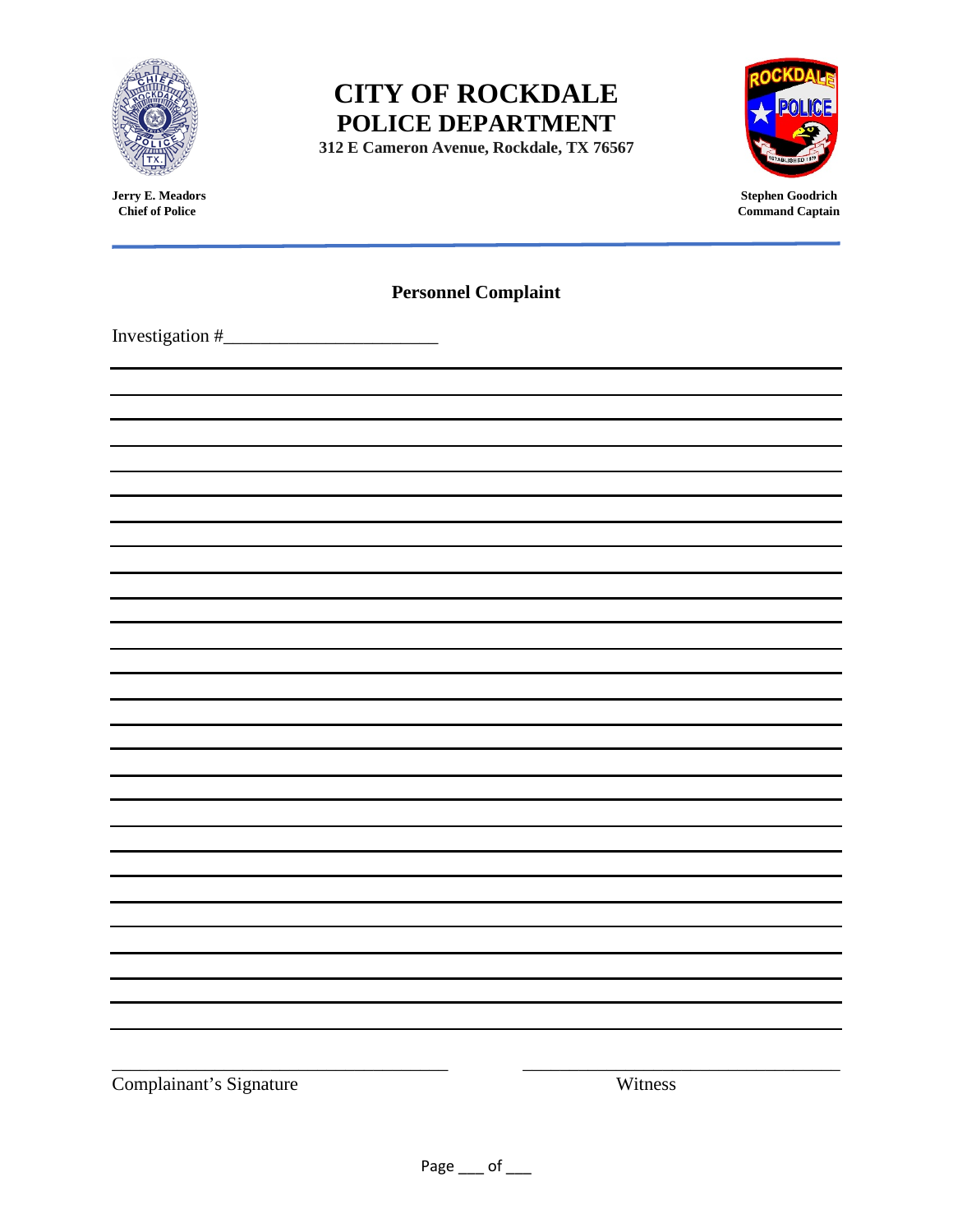# CITY OF ROCKDALE
# POLICE DEPARTMENT

**312 E Cameron Avenue, Rockdale, TX 76567**

**Jerry E. Meadors**
**Chief of Police**

**Stephen Goodrich**
**Command Captain**

## Personnel Complaint

Investigation #________________________

_____________________________________________________________________________

_____________________________________________________________________________

_____________________________________________________________________________

_____________________________________________________________________________

_____________________________________________________________________________

_____________________________________________________________________________

_____________________________________________________________________________

_____________________________________________________________________________

_____________________________________________________________________________

_____________________________________________________________________________

_____________________________________________________________________________

_____________________________________________________________________________

_____________________________________________________________________________

_____________________________________________________________________________

_____________________________________________________________________________

_____________________________________________________________________________

_____________________________________________________________________________

_____________________________________________________________________________

_____________________________________________________________________________

_____________________________________________________________________________

_____________________________________________________________________________

_____________________________________________________________________________

_____________________________________________________________________________

_____________________________________________________________________________

_____________________________________________________________________________

_____________________________________________________________________________

_____________________________________ _____________________________________

Complainant's Signature Witness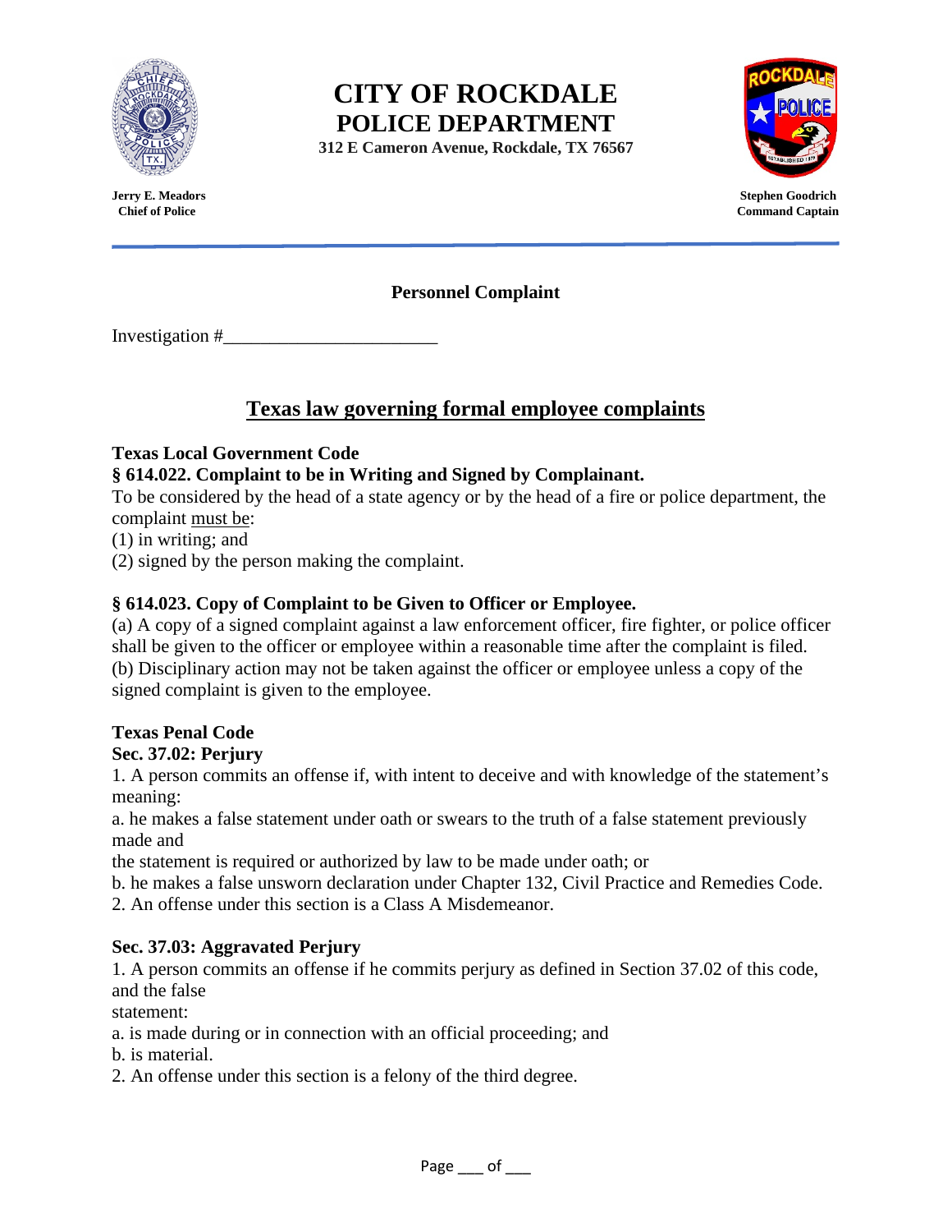# CITY OF ROCKDALE
## POLICE DEPARTMENT

**312 E Cameron Avenue, Rockdale, TX 76567**

**Jerry E. Meadors**
**Chief of Police**

**Stephen Goodrich**
**Command Captain**

---

**Personnel Complaint**

Investigation #_______________________

## Texas law governing formal employee complaints

**Texas Local Government Code**
**§ 614.022. Complaint to be in Writing and Signed by Complainant.**
To be considered by the head of a state agency or by the head of a fire or police department, the complaint must be:
(1) in writing; and
(2) signed by the person making the complaint.

**§ 614.023. Copy of Complaint to be Given to Officer or Employee.**
(a) A copy of a signed complaint against a law enforcement officer, fire fighter, or police officer shall be given to the officer or employee within a reasonable time after the complaint is filed.
(b) Disciplinary action may not be taken against the officer or employee unless a copy of the signed complaint is given to the employee.

**Texas Penal Code**
**Sec. 37.02: Perjury**
1. A person commits an offense if, with intent to deceive and with knowledge of the statement's meaning:
a. he makes a false statement under oath or swears to the truth of a false statement previously made and
the statement is required or authorized by law to be made under oath; or
b. he makes a false unsworn declaration under Chapter 132, Civil Practice and Remedies Code.
2. An offense under this section is a Class A Misdemeanor.

**Sec. 37.03: Aggravated Perjury**
1. A person commits an offense if he commits perjury as defined in Section 37.02 of this code, and the false
statement:
a. is made during or in connection with an official proceeding; and
b. is material.
2. An offense under this section is a felony of the third degree.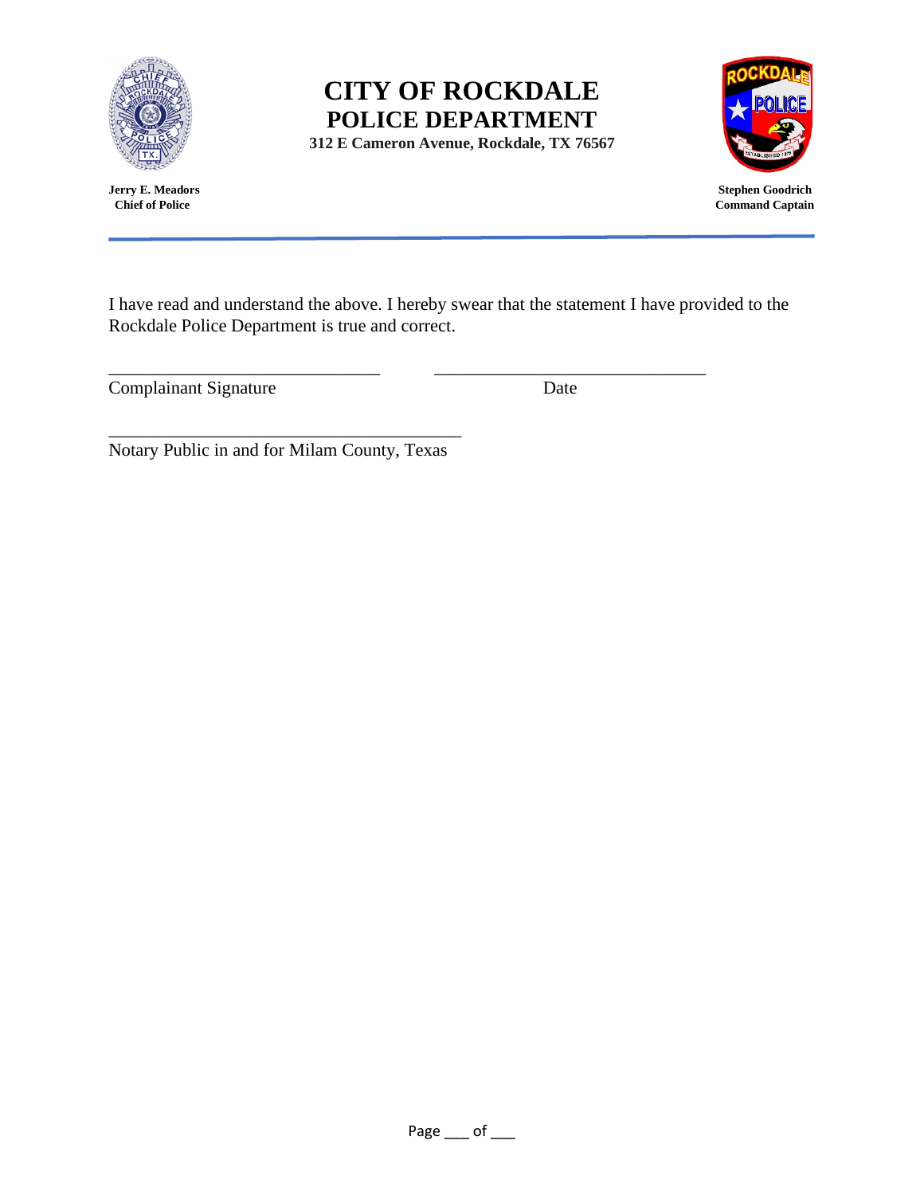# CITY OF ROCKDALE
## POLICE DEPARTMENT

**312 E Cameron Avenue, Rockdale, TX 76567**

**Jerry E. Meadors**
**Chief of Police**

**Stephen Goodrich**
**Command Captain**

---

I have read and understand the above. I hereby swear that the statement I have provided to the Rockdale Police Department is true and correct.

______________________________ ______________________________
Complainant Signature Date

_______________________________________
Notary Public in and for Milam County, Texas